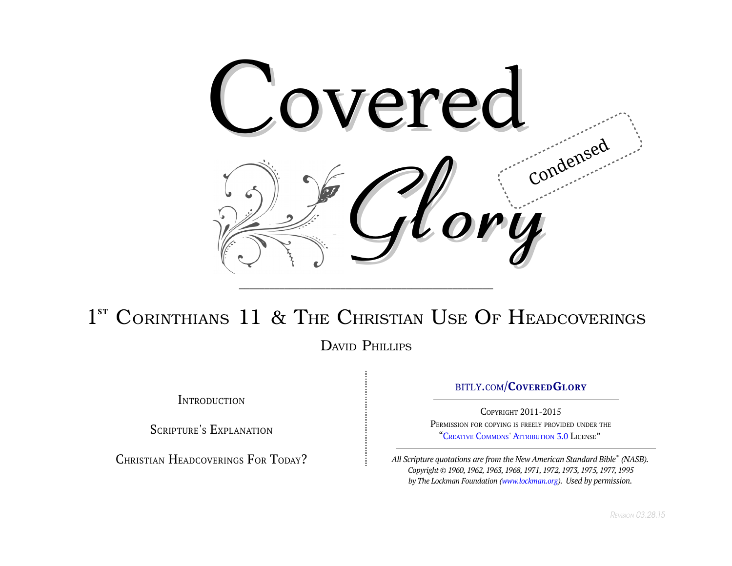# Covered Glory

Condensed

## 1st Corinthians 11 & The Christian Use Of Headcoverings

David Phillips

Introduction

Scripture's Explanation

Christian Headcoverings For Today?

bitly.com/CoveredGlory

Copyright 2011-2015

Permission for copying is freely provided under the "Creative Commons' Attribution 3.0 License"

*All Scripture quotations are from the New American Standard Bible® (NASB). Copyright © 1960, 1962, 1963, 1968, 1971, 1972, 1973, 1975, 1977, 1995 by The Lockman Foundation (www.lockman.org). Used by permission.*

*Revision 03.28.15*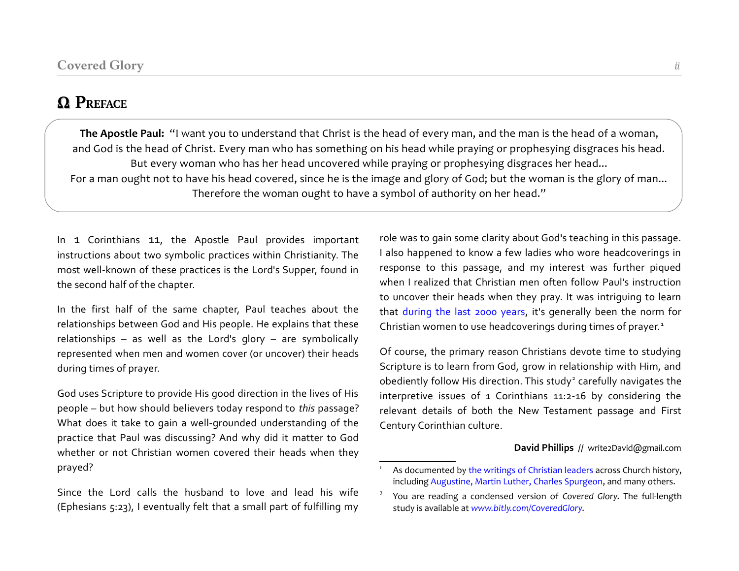# Ω Preface

> **The Apostle Paul:** "I want you to understand that Christ is the head of every man, and the man is the head of a woman, and God is the head of Christ. Every man who has something on his head while praying or prophesying disgraces his head. But every woman who has her head uncovered while praying or prophesying disgraces her head...
> For a man ought not to have his head covered, since he is the image and glory of God; but the woman is the glory of man...
> Therefore the woman ought to have a symbol of authority on her head."

In 1 Corinthians 11, the Apostle Paul provides important instructions about two symbolic practices within Christianity. The most well-known of these practices is the Lord's Supper, found in the second half of the chapter.

In the first half of the same chapter, Paul teaches about the relationships between God and His people. He explains that these relationships – as well as the Lord's glory – are symbolically represented when men and women cover (or uncover) their heads during times of prayer.

God uses Scripture to provide His good direction in the lives of His people – but how should believers today respond to *this* passage? What does it take to gain a well-grounded understanding of the practice that Paul was discussing? And why did it matter to God whether or not Christian women covered their heads when they prayed?

Since the Lord calls the husband to love and lead his wife (Ephesians 5:23), I eventually felt that a small part of fulfilling my role was to gain some clarity about God's teaching in this passage. I also happened to know a few ladies who wore headcoverings in response to this passage, and my interest was further piqued when I realized that Christian men often follow Paul's instruction to uncover their heads when they pray. It was intriguing to learn that during the last 2000 years, it's generally been the norm for Christian women to use headcoverings during times of prayer.[1]

Of course, the primary reason Christians devote time to studying Scripture is to learn from God, grow in relationship with Him, and obediently follow His direction. This study[2] carefully navigates the interpretive issues of 1 Corinthians 11:2-16 by considering the relevant details of both the New Testament passage and First Century Corinthian culture.

**David Phillips** // write2David@gmail.com

---

[1] As documented by the writings of Christian leaders across Church history, including Augustine, Martin Luther, Charles Spurgeon, and many others.

[2] You are reading a condensed version of *Covered Glory*. The full-length study is available at *www.bitly.com/CoveredGlory*.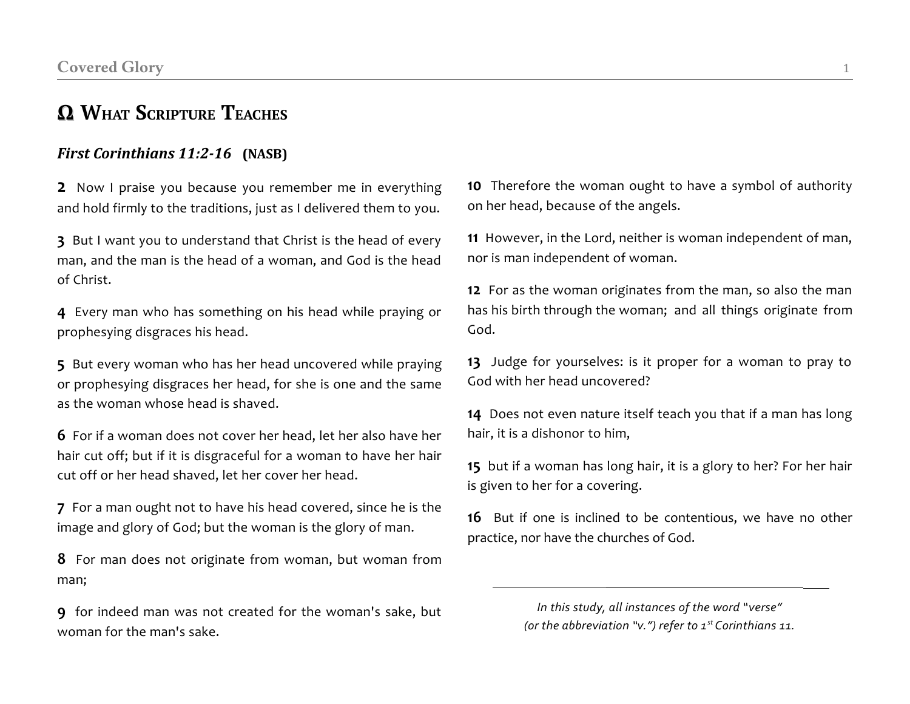# Ω What Scripture Teaches

### *First Corinthians 11:2-16* (NASB)

**2** Now I praise you because you remember me in everything and hold firmly to the traditions, just as I delivered them to you.

**3** But I want you to understand that Christ is the head of every man, and the man is the head of a woman, and God is the head of Christ.

**4** Every man who has something on his head while praying or prophesying disgraces his head.

**5** But every woman who has her head uncovered while praying or prophesying disgraces her head, for she is one and the same as the woman whose head is shaved.

**6** For if a woman does not cover her head, let her also have her hair cut off; but if it is disgraceful for a woman to have her hair cut off or her head shaved, let her cover her head.

**7** For a man ought not to have his head covered, since he is the image and glory of God; but the woman is the glory of man.

**8** For man does not originate from woman, but woman from man;

**9** for indeed man was not created for the woman's sake, but woman for the man's sake.

**10** Therefore the woman ought to have a symbol of authority on her head, because of the angels.

**11** However, in the Lord, neither is woman independent of man, nor is man independent of woman.

**12** For as the woman originates from the man, so also the man has his birth through the woman; and all things originate from God.

**13** Judge for yourselves: is it proper for a woman to pray to God with her head uncovered?

**14** Does not even nature itself teach you that if a man has long hair, it is a dishonor to him,

**15** but if a woman has long hair, it is a glory to her? For her hair is given to her for a covering.

**16** But if one is inclined to be contentious, we have no other practice, nor have the churches of God.

---

*In this study, all instances of the word "verse" (or the abbreviation "v.") refer to 1st Corinthians 11.*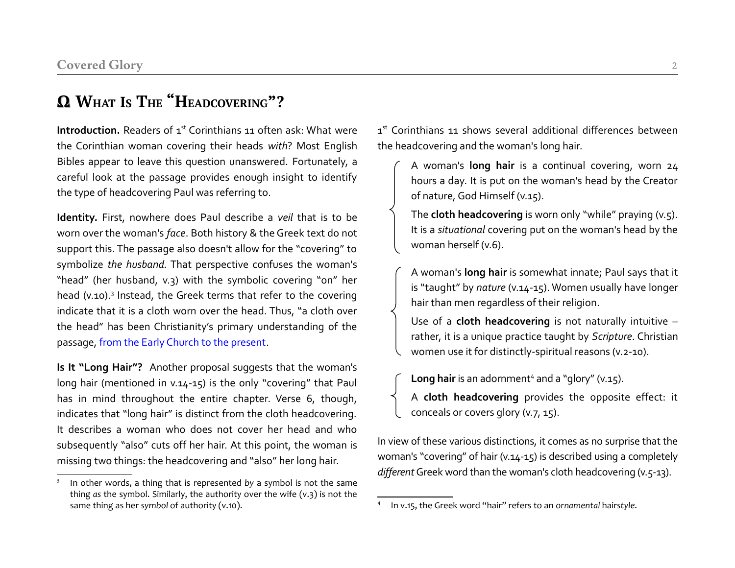# Ω What Is The "Headcovering"?

**Introduction.** Readers of 1st Corinthians 11 often ask: What were the Corinthian woman covering their heads *with*? Most English Bibles appear to leave this question unanswered. Fortunately, a careful look at the passage provides enough insight to identify the type of headcovering Paul was referring to.

**Identity.** First, nowhere does Paul describe a *veil* that is to be worn over the woman's *face*. Both history & the Greek text do not support this. The passage also doesn't allow for the "covering" to symbolize *the husband*. That perspective confuses the woman's "head" (her husband, v.3) with the symbolic covering "on" her head (v.10).[3] Instead, the Greek terms that refer to the covering indicate that it is a cloth worn over the head. Thus, "a cloth over the head" has been Christianity's primary understanding of the passage, from the Early Church to the present.

**Is It "Long Hair"?** Another proposal suggests that the woman's long hair (mentioned in v.14-15) is the only "covering" that Paul has in mind throughout the entire chapter. Verse 6, though, indicates that "long hair" is distinct from the cloth headcovering. It describes a woman who does not cover her head and who subsequently "also" cuts off her hair. At this point, the woman is missing two things: the headcovering and "also" her long hair.

1st Corinthians 11 shows several additional differences between the headcovering and the woman's long hair.

- A woman's **long hair** is a continual covering, worn 24 hours a day. It is put on the woman's head by the Creator of nature, God Himself (v.15).

  The **cloth headcovering** is worn only "while" praying (v.5). It is a *situational* covering put on the woman's head by the woman herself (v.6).

- A woman's **long hair** is somewhat innate; Paul says that it is "taught" by *nature* (v.14-15). Women usually have longer hair than men regardless of their religion.

  Use of a **cloth headcovering** is not naturally intuitive – rather, it is a unique practice taught by *Scripture*. Christian women use it for distinctly-spiritual reasons (v.2-10).

- **Long hair** is an adornment[4] and a "glory" (v.15).

  A **cloth headcovering** provides the opposite effect: it conceals or covers glory (v.7, 15).

In view of these various distinctions, it comes as no surprise that the woman's "covering" of hair (v.14-15) is described using a completely *different* Greek word than the woman's cloth headcovering (v.5-13).

---

[3] In other words, a thing that is represented *by* a symbol is not the same thing *as* the symbol. Similarly, the authority over the wife (v.3) is not the same thing as her *symbol* of authority (v.10).

[4] In v.15, the Greek word "hair" refers to an *ornamental* hairstyle.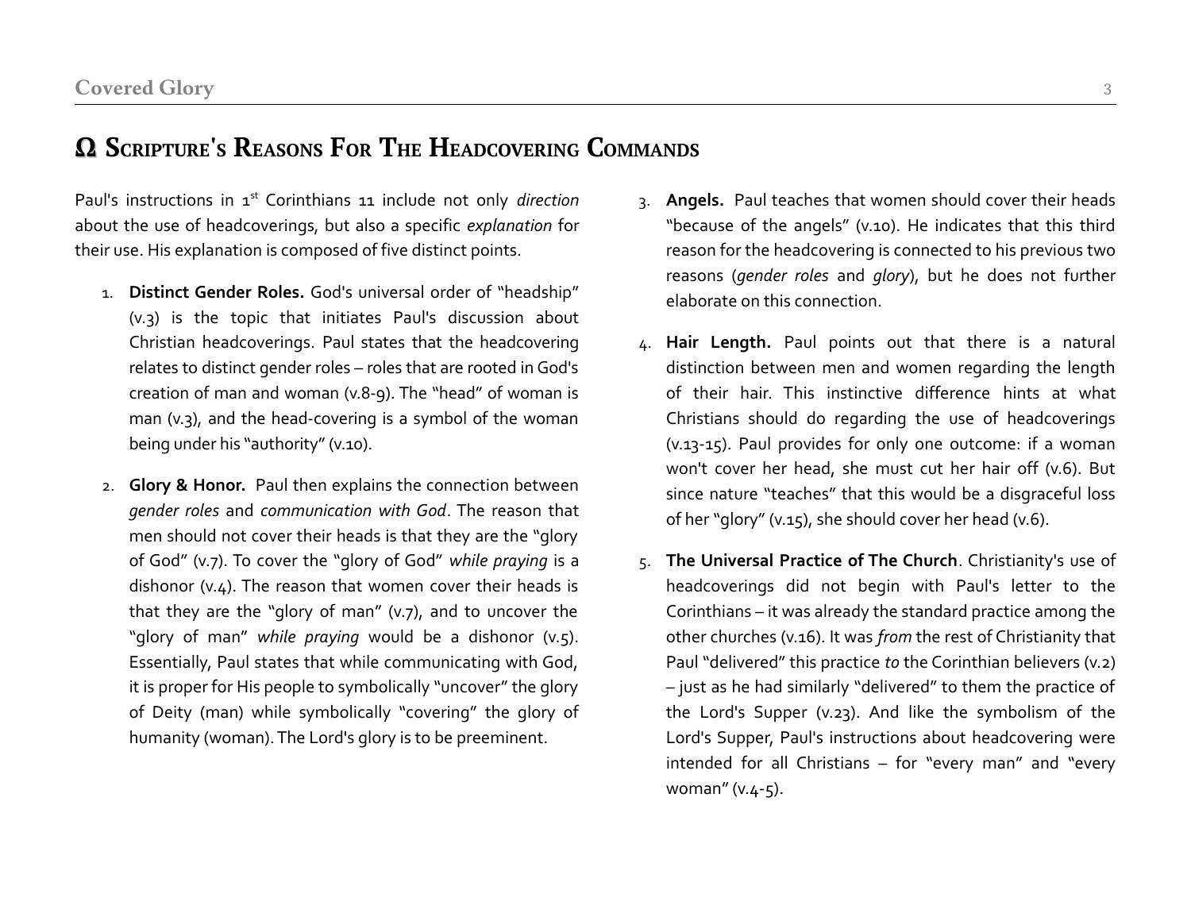## Ω Scripture's Reasons For The Headcovering Commands

Paul's instructions in 1st Corinthians 11 include not only *direction* about the use of headcoverings, but also a specific *explanation* for their use. His explanation is composed of five distinct points.

1. **Distinct Gender Roles.** God's universal order of "headship" (v.3) is the topic that initiates Paul's discussion about Christian headcoverings. Paul states that the headcovering relates to distinct gender roles – roles that are rooted in God's creation of man and woman (v.8-9). The "head" of woman is man (v.3), and the head-covering is a symbol of the woman being under his "authority" (v.10).

2. **Glory & Honor.** Paul then explains the connection between *gender roles* and *communication with God*. The reason that men should not cover their heads is that they are the "glory of God" (v.7). To cover the "glory of God" *while praying* is a dishonor (v.4). The reason that women cover their heads is that they are the "glory of man" (v.7), and to uncover the "glory of man" *while praying* would be a dishonor (v.5). Essentially, Paul states that while communicating with God, it is proper for His people to symbolically "uncover" the glory of Deity (man) while symbolically "covering" the glory of humanity (woman). The Lord's glory is to be preeminent.

3. **Angels.** Paul teaches that women should cover their heads "because of the angels" (v.10). He indicates that this third reason for the headcovering is connected to his previous two reasons (*gender roles* and *glory*), but he does not further elaborate on this connection.

4. **Hair Length.** Paul points out that there is a natural distinction between men and women regarding the length of their hair. This instinctive difference hints at what Christians should do regarding the use of headcoverings (v.13-15). Paul provides for only one outcome: if a woman won't cover her head, she must cut her hair off (v.6). But since nature "teaches" that this would be a disgraceful loss of her "glory" (v.15), she should cover her head (v.6).

5. **The Universal Practice of The Church**. Christianity's use of headcoverings did not begin with Paul's letter to the Corinthians – it was already the standard practice among the other churches (v.16). It was *from* the rest of Christianity that Paul "delivered" this practice *to* the Corinthian believers (v.2) – just as he had similarly "delivered" to them the practice of the Lord's Supper (v.23). And like the symbolism of the Lord's Supper, Paul's instructions about headcovering were intended for all Christians – for "every man" and "every woman" (v.4-5).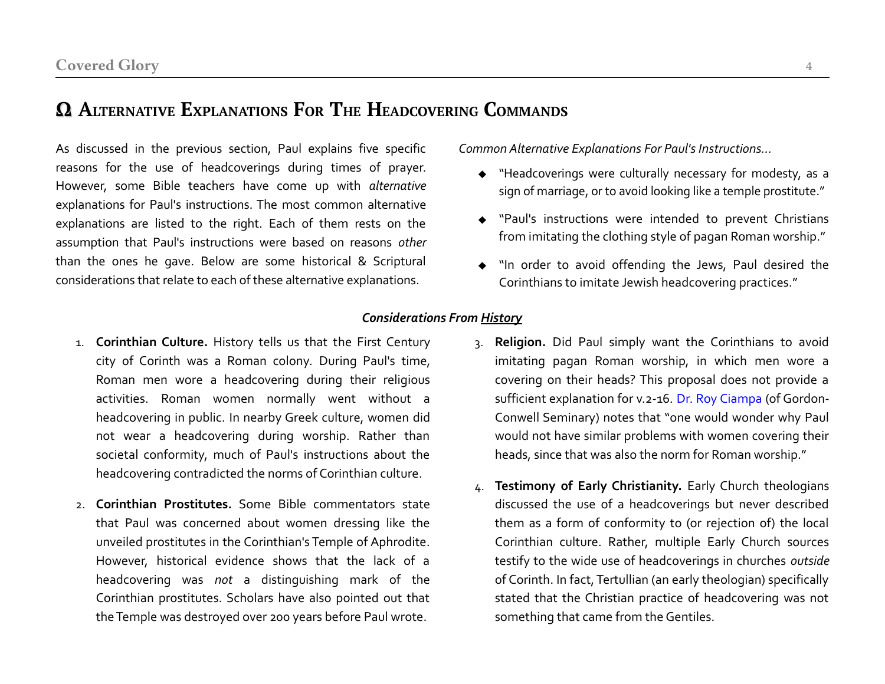## Ω Alternative Explanations For The Headcovering Commands

As discussed in the previous section, Paul explains five specific reasons for the use of headcoverings during times of prayer. However, some Bible teachers have come up with *alternative* explanations for Paul's instructions. The most common alternative explanations are listed to the right. Each of them rests on the assumption that Paul's instructions were based on reasons *other* than the ones he gave. Below are some historical & Scriptural considerations that relate to each of these alternative explanations.

*Common Alternative Explanations For Paul's Instructions…*

- "Headcoverings were culturally necessary for modesty, as a sign of marriage, or to avoid looking like a temple prostitute."
- "Paul's instructions were intended to prevent Christians from imitating the clothing style of pagan Roman worship."
- "In order to avoid offending the Jews, Paul desired the Corinthians to imitate Jewish headcovering practices."

***Considerations From History***

1. **Corinthian Culture.** History tells us that the First Century city of Corinth was a Roman colony. During Paul's time, Roman men wore a headcovering during their religious activities. Roman women normally went without a headcovering in public. In nearby Greek culture, women did not wear a headcovering during worship. Rather than societal conformity, much of Paul's instructions about the headcovering contradicted the norms of Corinthian culture.

2. **Corinthian Prostitutes.** Some Bible commentators state that Paul was concerned about women dressing like the unveiled prostitutes in the Corinthian's Temple of Aphrodite. However, historical evidence shows that the lack of a headcovering was *not* a distinguishing mark of the Corinthian prostitutes. Scholars have also pointed out that the Temple was destroyed over 200 years before Paul wrote.

3. **Religion.** Did Paul simply want the Corinthians to avoid imitating pagan Roman worship, in which men wore a covering on their heads? This proposal does not provide a sufficient explanation for v.2-16. Dr. Roy Ciampa (of Gordon-Conwell Seminary) notes that "one would wonder why Paul would not have similar problems with women covering their heads, since that was also the norm for Roman worship."

4. **Testimony of Early Christianity.** Early Church theologians discussed the use of a headcoverings but never described them as a form of conformity to (or rejection of) the local Corinthian culture. Rather, multiple Early Church sources testify to the wide use of headcoverings in churches *outside* of Corinth. In fact, Tertullian (an early theologian) specifically stated that the Christian practice of headcovering was not something that came from the Gentiles.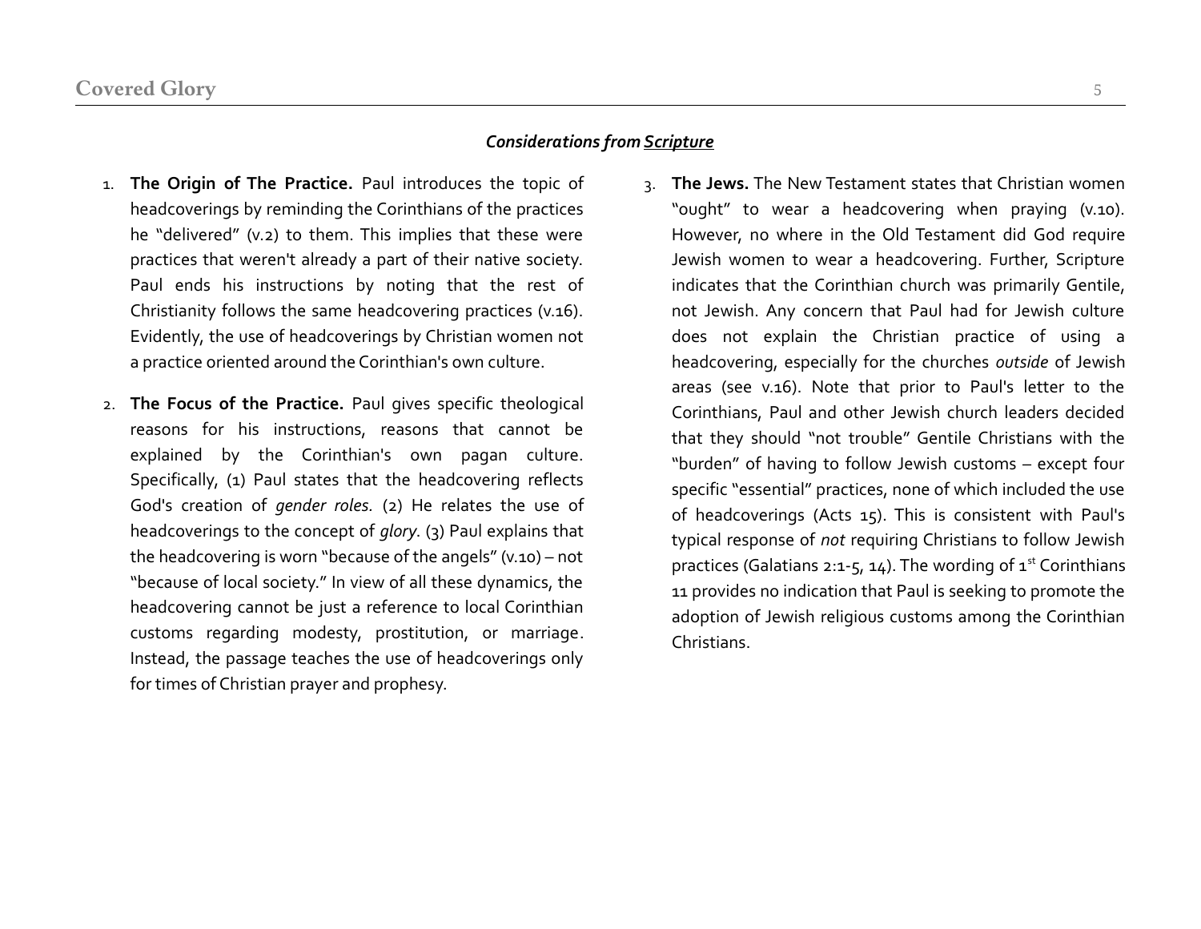### *Considerations from Scripture*

1. **The Origin of The Practice.** Paul introduces the topic of headcoverings by reminding the Corinthians of the practices he "delivered" (v.2) to them. This implies that these were practices that weren't already a part of their native society. Paul ends his instructions by noting that the rest of Christianity follows the same headcovering practices (v.16). Evidently, the use of headcoverings by Christian women not a practice oriented around the Corinthian's own culture.

2. **The Focus of the Practice.** Paul gives specific theological reasons for his instructions, reasons that cannot be explained by the Corinthian's own pagan culture. Specifically, (1) Paul states that the headcovering reflects God's creation of *gender roles.* (2) He relates the use of headcoverings to the concept of *glory*. (3) Paul explains that the headcovering is worn "because of the angels" (v.10) – not "because of local society." In view of all these dynamics, the headcovering cannot be just a reference to local Corinthian customs regarding modesty, prostitution, or marriage. Instead, the passage teaches the use of headcoverings only for times of Christian prayer and prophesy.

3. **The Jews.** The New Testament states that Christian women "ought" to wear a headcovering when praying (v.10). However, no where in the Old Testament did God require Jewish women to wear a headcovering. Further, Scripture indicates that the Corinthian church was primarily Gentile, not Jewish. Any concern that Paul had for Jewish culture does not explain the Christian practice of using a headcovering, especially for the churches *outside* of Jewish areas (see v.16). Note that prior to Paul's letter to the Corinthians, Paul and other Jewish church leaders decided that they should "not trouble" Gentile Christians with the "burden" of having to follow Jewish customs – except four specific "essential" practices, none of which included the use of headcoverings (Acts 15). This is consistent with Paul's typical response of *not* requiring Christians to follow Jewish practices (Galatians 2:1-5, 14). The wording of 1st Corinthians 11 provides no indication that Paul is seeking to promote the adoption of Jewish religious customs among the Corinthian Christians.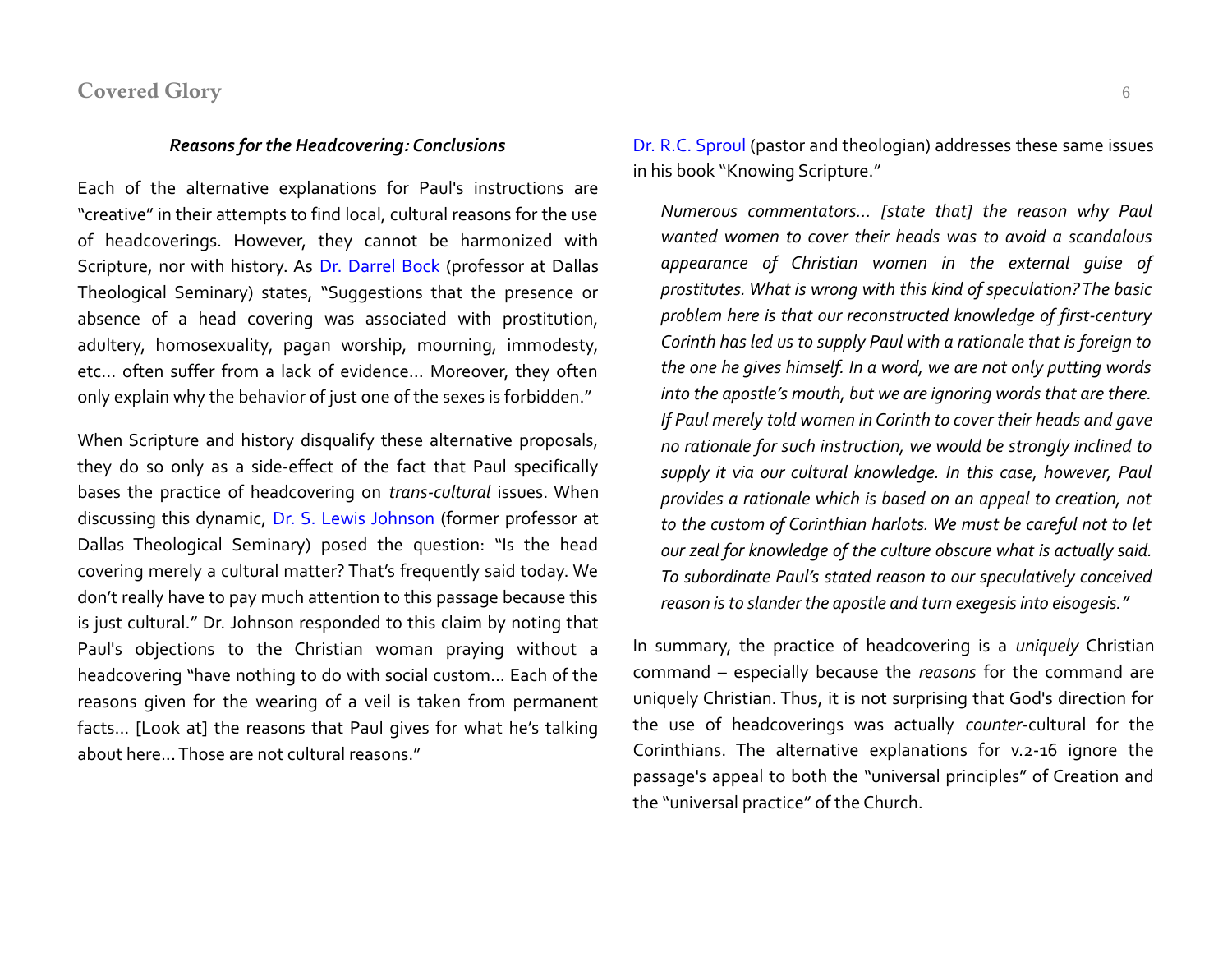### *Reasons for the Headcovering: Conclusions*

Each of the alternative explanations for Paul's instructions are "creative" in their attempts to find local, cultural reasons for the use of headcoverings. However, they cannot be harmonized with Scripture, nor with history. As Dr. Darrel Bock (professor at Dallas Theological Seminary) states, "Suggestions that the presence or absence of a head covering was associated with prostitution, adultery, homosexuality, pagan worship, mourning, immodesty, etc… often suffer from a lack of evidence… Moreover, they often only explain why the behavior of just one of the sexes is forbidden."

When Scripture and history disqualify these alternative proposals, they do so only as a side-effect of the fact that Paul specifically bases the practice of headcovering on *trans-cultural* issues. When discussing this dynamic, Dr. S. Lewis Johnson (former professor at Dallas Theological Seminary) posed the question: "Is the head covering merely a cultural matter? That's frequently said today. We don't really have to pay much attention to this passage because this is just cultural." Dr. Johnson responded to this claim by noting that Paul's objections to the Christian woman praying without a headcovering "have nothing to do with social custom… Each of the reasons given for the wearing of a veil is taken from permanent facts… [Look at] the reasons that Paul gives for what he's talking about here… Those are not cultural reasons."

Dr. R.C. Sproul (pastor and theologian) addresses these same issues in his book "Knowing Scripture."

> *Numerous commentators… [state that] the reason why Paul wanted women to cover their heads was to avoid a scandalous appearance of Christian women in the external guise of prostitutes. What is wrong with this kind of speculation? The basic problem here is that our reconstructed knowledge of first-century Corinth has led us to supply Paul with a rationale that is foreign to the one he gives himself. In a word, we are not only putting words into the apostle's mouth, but we are ignoring words that are there. If Paul merely told women in Corinth to cover their heads and gave no rationale for such instruction, we would be strongly inclined to supply it via our cultural knowledge. In this case, however, Paul provides a rationale which is based on an appeal to creation, not to the custom of Corinthian harlots. We must be careful not to let our zeal for knowledge of the culture obscure what is actually said. To subordinate Paul's stated reason to our speculatively conceived reason is to slander the apostle and turn exegesis into eisogesis."*

In summary, the practice of headcovering is a *uniquely* Christian command – especially because the *reasons* for the command are uniquely Christian. Thus, it is not surprising that God's direction for the use of headcoverings was actually *counter*-cultural for the Corinthians. The alternative explanations for v.2-16 ignore the passage's appeal to both the "universal principles" of Creation and the "universal practice" of the Church.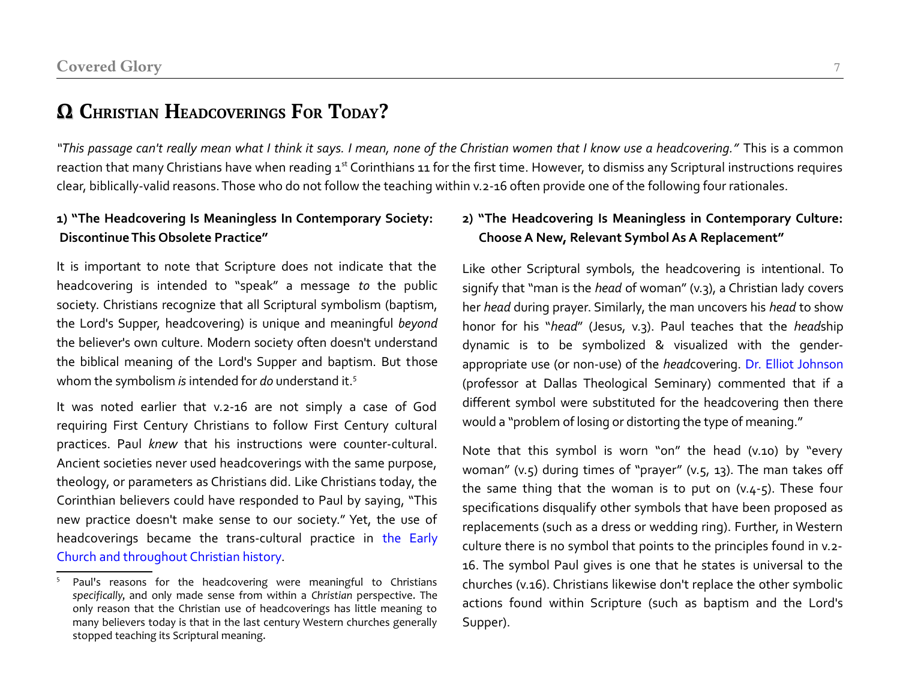# Ω Christian Headcoverings For Today?

*"This passage can't really mean what I think it says. I mean, none of the Christian women that I know use a headcovering."* This is a common reaction that many Christians have when reading 1st Corinthians 11 for the first time. However, to dismiss any Scriptural instructions requires clear, biblically-valid reasons. Those who do not follow the teaching within v.2-16 often provide one of the following four rationales.

### 1) "The Headcovering Is Meaningless In Contemporary Society: Discontinue This Obsolete Practice"

It is important to note that Scripture does not indicate that the headcovering is intended to "speak" a message *to* the public society. Christians recognize that all Scriptural symbolism (baptism, the Lord's Supper, headcovering) is unique and meaningful *beyond* the believer's own culture. Modern society often doesn't understand the biblical meaning of the Lord's Supper and baptism. But those whom the symbolism *is* intended for *do* understand it.[5]

It was noted earlier that v.2-16 are not simply a case of God requiring First Century Christians to follow First Century cultural practices. Paul *knew* that his instructions were counter-cultural. Ancient societies never used headcoverings with the same purpose, theology, or parameters as Christians did. Like Christians today, the Corinthian believers could have responded to Paul by saying, "This new practice doesn't make sense to our society." Yet, the use of headcoverings became the trans-cultural practice in the Early Church and throughout Christian history.

[5] Paul's reasons for the headcovering were meaningful to Christians *specifically*, and only made sense from within a *Christian* perspective. The only reason that the Christian use of headcoverings has little meaning to many believers today is that in the last century Western churches generally stopped teaching its Scriptural meaning.

### 2) "The Headcovering Is Meaningless in Contemporary Culture: Choose A New, Relevant Symbol As A Replacement"

Like other Scriptural symbols, the headcovering is intentional. To signify that "man is the *head* of woman" (v.3), a Christian lady covers her *head* during prayer. Similarly, the man uncovers his *head* to show honor for his "*head*" (Jesus, v.3). Paul teaches that the *head*ship dynamic is to be symbolized & visualized with the gender-appropriate use (or non-use) of the *head*covering. Dr. Elliot Johnson (professor at Dallas Theological Seminary) commented that if a different symbol were substituted for the headcovering then there would a "problem of losing or distorting the type of meaning."

Note that this symbol is worn "on" the head (v.10) by "every woman" (v.5) during times of "prayer" (v.5, 13). The man takes off the same thing that the woman is to put on (v.4-5). These four specifications disqualify other symbols that have been proposed as replacements (such as a dress or wedding ring). Further, in Western culture there is no symbol that points to the principles found in v.2-16. The symbol Paul gives is one that he states is universal to the churches (v.16). Christians likewise don't replace the other symbolic actions found within Scripture (such as baptism and the Lord's Supper).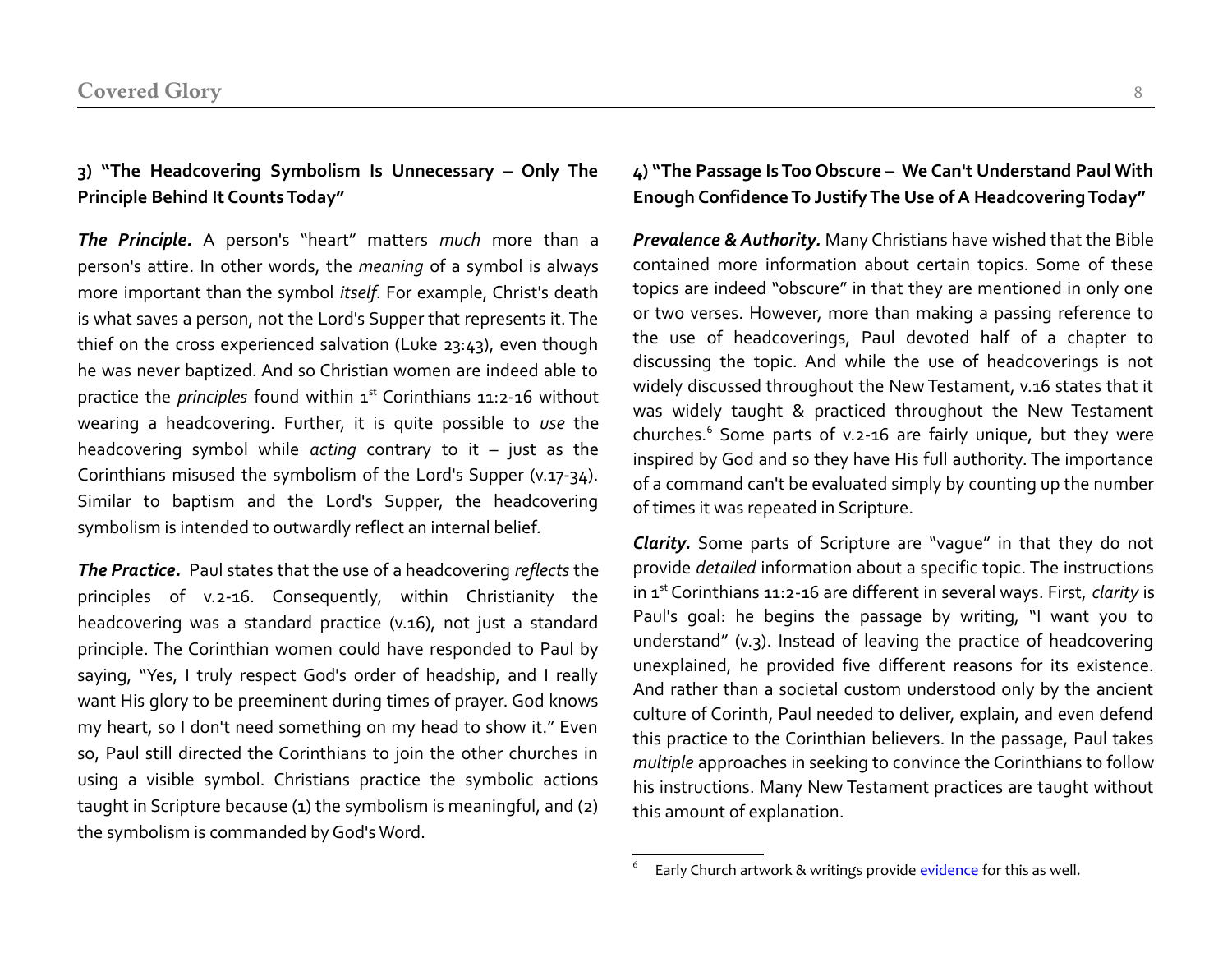### 3) "The Headcovering Symbolism Is Unnecessary – Only The Principle Behind It Counts Today"

***The Principle.*** A person's "heart" matters *much* more than a person's attire. In other words, the *meaning* of a symbol is always more important than the symbol *itself*. For example, Christ's death is what saves a person, not the Lord's Supper that represents it. The thief on the cross experienced salvation (Luke 23:43), even though he was never baptized. And so Christian women are indeed able to practice the *principles* found within 1st Corinthians 11:2-16 without wearing a headcovering. Further, it is quite possible to *use* the headcovering symbol while *acting* contrary to it – just as the Corinthians misused the symbolism of the Lord's Supper (v.17-34). Similar to baptism and the Lord's Supper, the headcovering symbolism is intended to outwardly reflect an internal belief.

***The Practice.*** Paul states that the use of a headcovering *reflects* the principles of v.2-16. Consequently, within Christianity the headcovering was a standard practice (v.16), not just a standard principle. The Corinthian women could have responded to Paul by saying, "Yes, I truly respect God's order of headship, and I really want His glory to be preeminent during times of prayer. God knows my heart, so I don't need something on my head to show it." Even so, Paul still directed the Corinthians to join the other churches in using a visible symbol. Christians practice the symbolic actions taught in Scripture because (1) the symbolism is meaningful, and (2) the symbolism is commanded by God's Word.

### 4) "The Passage Is Too Obscure – We Can't Understand Paul With Enough Confidence To Justify The Use of A Headcovering Today"

***Prevalence & Authority.*** Many Christians have wished that the Bible contained more information about certain topics. Some of these topics are indeed "obscure" in that they are mentioned in only one or two verses. However, more than making a passing reference to the use of headcoverings, Paul devoted half of a chapter to discussing the topic. And while the use of headcoverings is not widely discussed throughout the New Testament, v.16 states that it was widely taught & practiced throughout the New Testament churches.[6] Some parts of v.2-16 are fairly unique, but they were inspired by God and so they have His full authority. The importance of a command can't be evaluated simply by counting up the number of times it was repeated in Scripture.

***Clarity.*** Some parts of Scripture are "vague" in that they do not provide *detailed* information about a specific topic. The instructions in 1st Corinthians 11:2-16 are different in several ways. First, *clarity* is Paul's goal: he begins the passage by writing, "I want you to understand" (v.3). Instead of leaving the practice of headcovering unexplained, he provided five different reasons for its existence. And rather than a societal custom understood only by the ancient culture of Corinth, Paul needed to deliver, explain, and even defend this practice to the Corinthian believers. In the passage, Paul takes *multiple* approaches in seeking to convince the Corinthians to follow his instructions. Many New Testament practices are taught without this amount of explanation.

---

[6] Early Church artwork & writings provide evidence for this as well.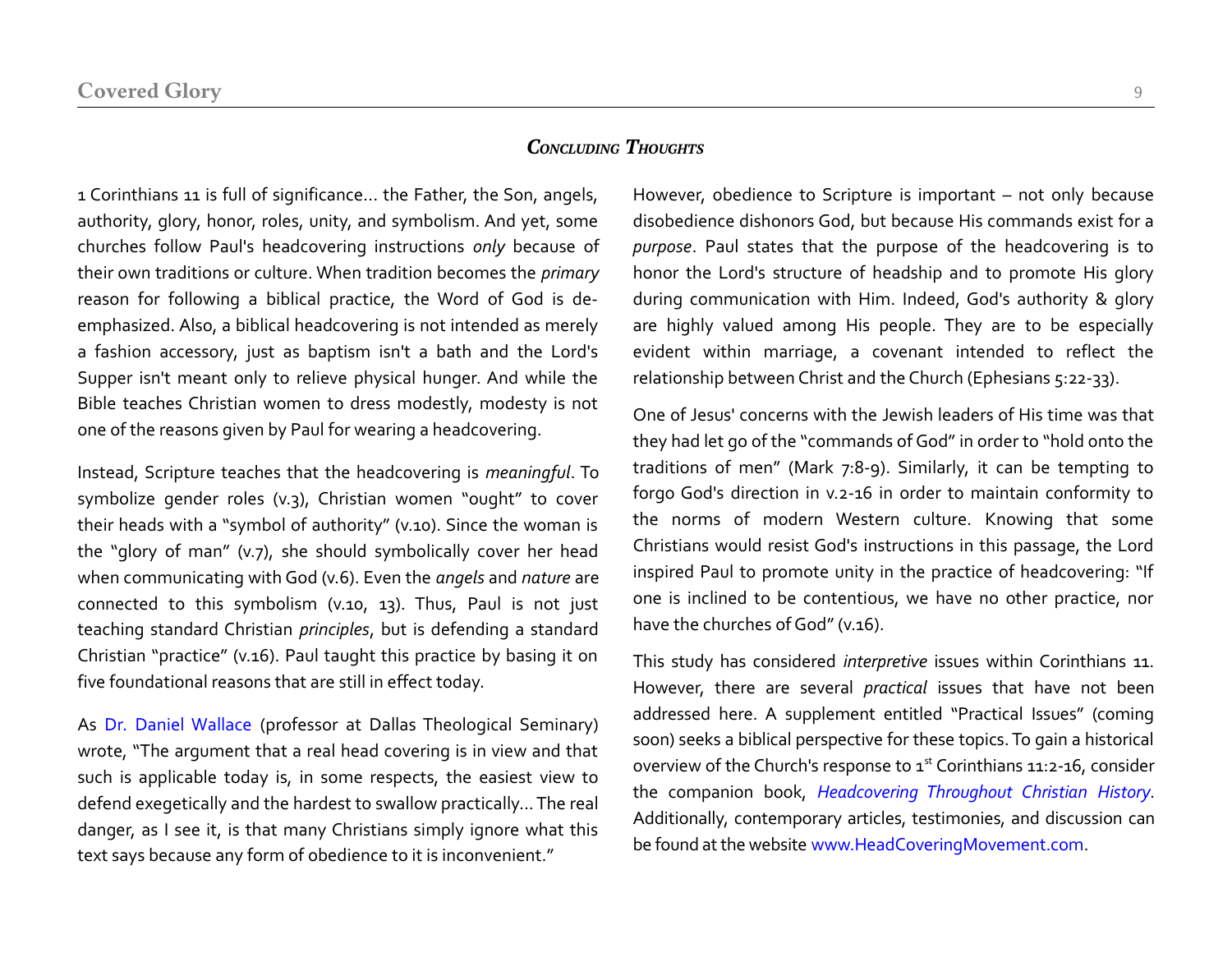## *Concluding Thoughts*

1 Corinthians 11 is full of significance... the Father, the Son, angels, authority, glory, honor, roles, unity, and symbolism. And yet, some churches follow Paul's headcovering instructions *only* because of their own traditions or culture. When tradition becomes the *primary* reason for following a biblical practice, the Word of God is de-emphasized. Also, a biblical headcovering is not intended as merely a fashion accessory, just as baptism isn't a bath and the Lord's Supper isn't meant only to relieve physical hunger. And while the Bible teaches Christian women to dress modestly, modesty is not one of the reasons given by Paul for wearing a headcovering.

Instead, Scripture teaches that the headcovering is *meaningful*. To symbolize gender roles (v.3), Christian women "ought" to cover their heads with a "symbol of authority" (v.10). Since the woman is the "glory of man" (v.7), she should symbolically cover her head when communicating with God (v.6). Even the *angels* and *nature* are connected to this symbolism (v.10, 13). Thus, Paul is not just teaching standard Christian *principles*, but is defending a standard Christian "practice" (v.16). Paul taught this practice by basing it on five foundational reasons that are still in effect today.

As Dr. Daniel Wallace (professor at Dallas Theological Seminary) wrote, "The argument that a real head covering is in view and that such is applicable today is, in some respects, the easiest view to defend exegetically and the hardest to swallow practically... The real danger, as I see it, is that many Christians simply ignore what this text says because any form of obedience to it is inconvenient."

However, obedience to Scripture is important – not only because disobedience dishonors God, but because His commands exist for a *purpose*. Paul states that the purpose of the headcovering is to honor the Lord's structure of headship and to promote His glory during communication with Him. Indeed, God's authority & glory are highly valued among His people. They are to be especially evident within marriage, a covenant intended to reflect the relationship between Christ and the Church (Ephesians 5:22-33).

One of Jesus' concerns with the Jewish leaders of His time was that they had let go of the "commands of God" in order to "hold onto the traditions of men" (Mark 7:8-9). Similarly, it can be tempting to forgo God's direction in v.2-16 in order to maintain conformity to the norms of modern Western culture. Knowing that some Christians would resist God's instructions in this passage, the Lord inspired Paul to promote unity in the practice of headcovering: "If one is inclined to be contentious, we have no other practice, nor have the churches of God" (v.16).

This study has considered *interpretive* issues within Corinthians 11. However, there are several *practical* issues that have not been addressed here. A supplement entitled "Practical Issues" (coming soon) seeks a biblical perspective for these topics. To gain a historical overview of the Church's response to 1st Corinthians 11:2-16, consider the companion book, *Headcovering Throughout Christian History*. Additionally, contemporary articles, testimonies, and discussion can be found at the website www.HeadCoveringMovement.com.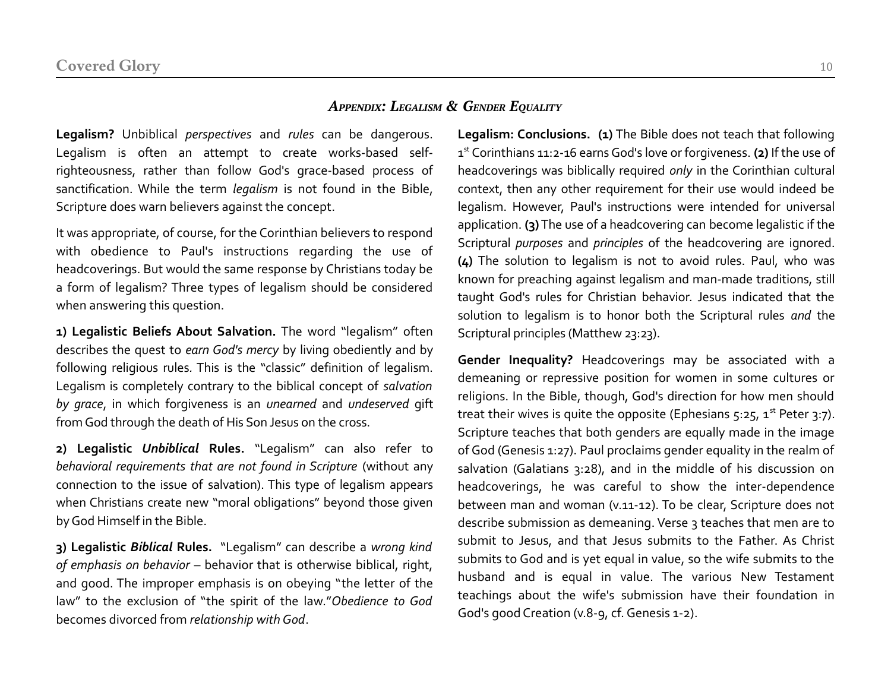## *Appendix: Legalism & Gender Equality*

**Legalism?** Unbiblical *perspectives* and *rules* can be dangerous. Legalism is often an attempt to create works-based self-righteousness, rather than follow God's grace-based process of sanctification. While the term *legalism* is not found in the Bible, Scripture does warn believers against the concept.

It was appropriate, of course, for the Corinthian believers to respond with obedience to Paul's instructions regarding the use of headcoverings. But would the same response by Christians today be a form of legalism? Three types of legalism should be considered when answering this question.

**1) Legalistic Beliefs About Salvation.** The word "legalism" often describes the quest to *earn God's mercy* by living obediently and by following religious rules. This is the "classic" definition of legalism. Legalism is completely contrary to the biblical concept of *salvation by grace*, in which forgiveness is an *unearned* and *undeserved* gift from God through the death of His Son Jesus on the cross.

**2) Legalistic *Unbiblical* Rules.** "Legalism" can also refer to *behavioral requirements that are not found in Scripture* (without any connection to the issue of salvation). This type of legalism appears when Christians create new "moral obligations" beyond those given by God Himself in the Bible.

**3) Legalistic *Biblical* Rules.** "Legalism" can describe a *wrong kind of emphasis on behavior* – behavior that is otherwise biblical, right, and good. The improper emphasis is on obeying "the letter of the law" to the exclusion of "the spirit of the law."*Obedience to God* becomes divorced from *relationship with God*.

**Legalism: Conclusions. (1)** The Bible does not teach that following 1st Corinthians 11:2-16 earns God's love or forgiveness. **(2)** If the use of headcoverings was biblically required *only* in the Corinthian cultural context, then any other requirement for their use would indeed be legalism. However, Paul's instructions were intended for universal application. **(3)** The use of a headcovering can become legalistic if the Scriptural *purposes* and *principles* of the headcovering are ignored. **(4)** The solution to legalism is not to avoid rules. Paul, who was known for preaching against legalism and man-made traditions, still taught God's rules for Christian behavior. Jesus indicated that the solution to legalism is to honor both the Scriptural rules *and* the Scriptural principles (Matthew 23:23).

**Gender Inequality?** Headcoverings may be associated with a demeaning or repressive position for women in some cultures or religions. In the Bible, though, God's direction for how men should treat their wives is quite the opposite (Ephesians 5:25, 1st Peter 3:7). Scripture teaches that both genders are equally made in the image of God (Genesis 1:27). Paul proclaims gender equality in the realm of salvation (Galatians 3:28), and in the middle of his discussion on headcoverings, he was careful to show the inter-dependence between man and woman (v.11-12). To be clear, Scripture does not describe submission as demeaning. Verse 3 teaches that men are to submit to Jesus, and that Jesus submits to the Father. As Christ submits to God and is yet equal in value, so the wife submits to the husband and is equal in value. The various New Testament teachings about the wife's submission have their foundation in God's good Creation (v.8-9, cf. Genesis 1-2).